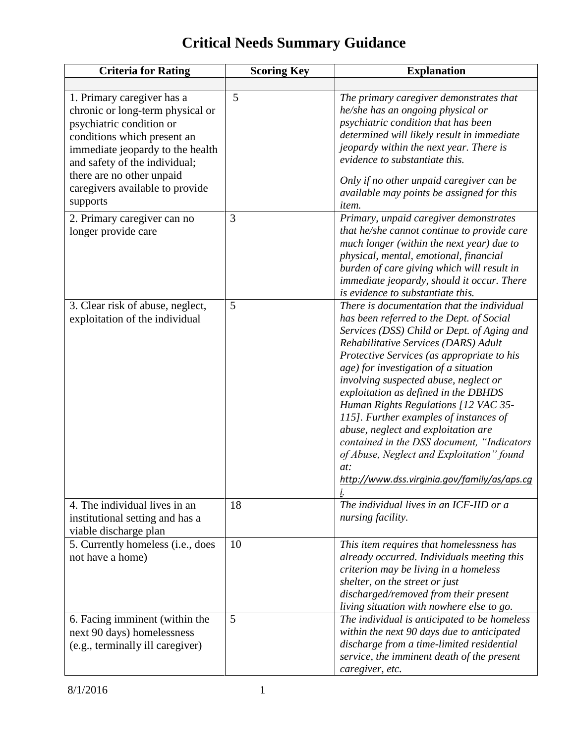# Critical Needs Summary Guidance

| Criteria for Rating | Scoring Key | Explanation |
|---|---|---|
| | | |
| 1. Primary caregiver has a chronic or long-term physical or psychiatric condition or conditions which present an immediate jeopardy to the health and safety of the individual; there are no other unpaid caregivers available to provide supports | 5 | *The primary caregiver demonstrates that he/she has an ongoing physical or psychiatric condition that has been determined will likely result in immediate jeopardy within the next year. There is evidence to substantiate this.*<br><br>*Only if no other unpaid caregiver can be available may points be assigned for this item.* |
| 2. Primary caregiver can no longer provide care | 3 | *Primary, unpaid caregiver demonstrates that he/she cannot continue to provide care much longer (within the next year) due to physical, mental, emotional, financial burden of care giving which will result in immediate jeopardy, should it occur. There is evidence to substantiate this.* |
| 3. Clear risk of abuse, neglect, exploitation of the individual | 5 | *There is documentation that the individual has been referred to the Dept. of Social Services (DSS) Child or Dept. of Aging and Rehabilitative Services (DARS) Adult Protective Services (as appropriate to his age) for investigation of a situation involving suspected abuse, neglect or exploitation as defined in the DBHDS Human Rights Regulations [12 VAC 35-115]. Further examples of instances of abuse, neglect and exploitation are contained in the DSS document, "Indicators of Abuse, Neglect and Exploitation" found at: http://www.dss.virginia.gov/family/as/aps.cgi.* |
| 4. The individual lives in an institutional setting and has a viable discharge plan | 18 | *The individual lives in an ICF-IID or a nursing facility.* |
| 5. Currently homeless (i.e., does not have a home) | 10 | *This item requires that homelessness has already occurred. Individuals meeting this criterion may be living in a homeless shelter, on the street or just discharged/removed from their present living situation with nowhere else to go.* |
| 6. Facing imminent (within the next 90 days) homelessness (e.g., terminally ill caregiver) | 5 | *The individual is anticipated to be homeless within the next 90 days due to anticipated discharge from a time-limited residential service, the imminent death of the present caregiver, etc.* |

8/1/2016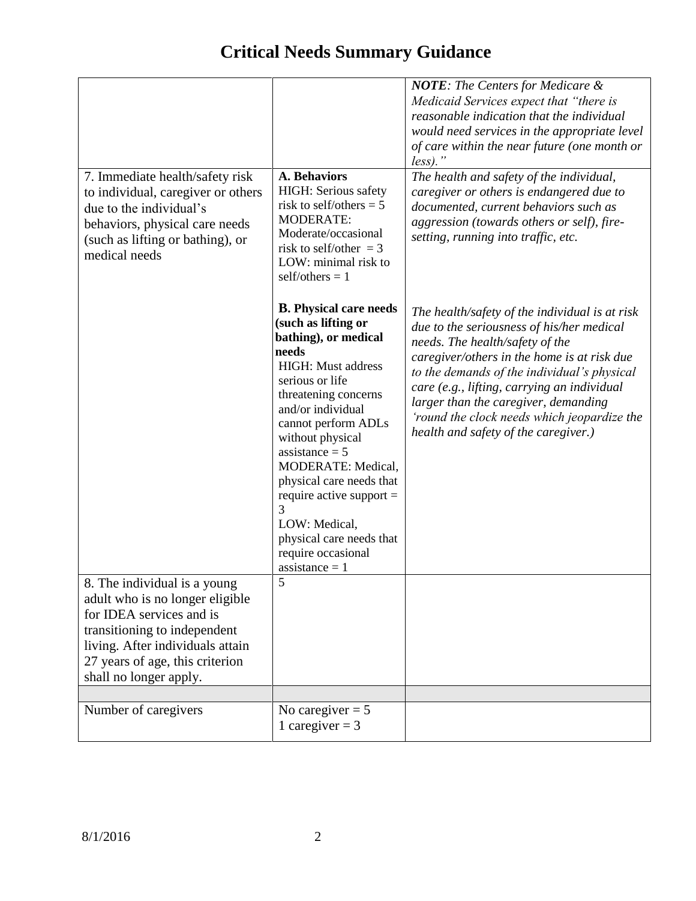# Critical Needs Summary Guidance

| | | |
|---|---|---|
| | | ***NOTE**: The Centers for Medicare & Medicaid Services expect that "there is reasonable indication that the individual would need services in the appropriate level of care within the near future (one month or less)."* |
| 7. Immediate health/safety risk to individual, caregiver or others due to the individual's behaviors, physical care needs (such as lifting or bathing), or medical needs | **A. Behaviors**<br>HIGH: Serious safety risk to self/others = 5<br>MODERATE: Moderate/occasional risk to self/other = 3<br>LOW: minimal risk to self/others = 1<br><br>**B. Physical care needs (such as lifting or bathing), or medical needs**<br>HIGH: Must address serious or life threatening concerns and/or individual cannot perform ADLs without physical assistance = 5<br>MODERATE: Medical, physical care needs that require active support = 3<br>LOW: Medical, physical care needs that require occasional assistance = 1 | *The health and safety of the individual, caregiver or others is endangered due to documented, current behaviors such as aggression (towards others or self), fire-setting, running into traffic, etc.*<br><br>*The health/safety of the individual is at risk due to the seriousness of his/her medical needs. The health/safety of the caregiver/others in the home is at risk due to the demands of the individual's physical care (e.g., lifting, carrying an individual larger than the caregiver, demanding 'round the clock needs which jeopardize the health and safety of the caregiver.)* |
| 8. The individual is a young adult who is no longer eligible for IDEA services and is transitioning to independent living. After individuals attain 27 years of age, this criterion shall no longer apply. | 5 | |
| | | |
| Number of caregivers | No caregiver = 5<br>1 caregiver = 3 | |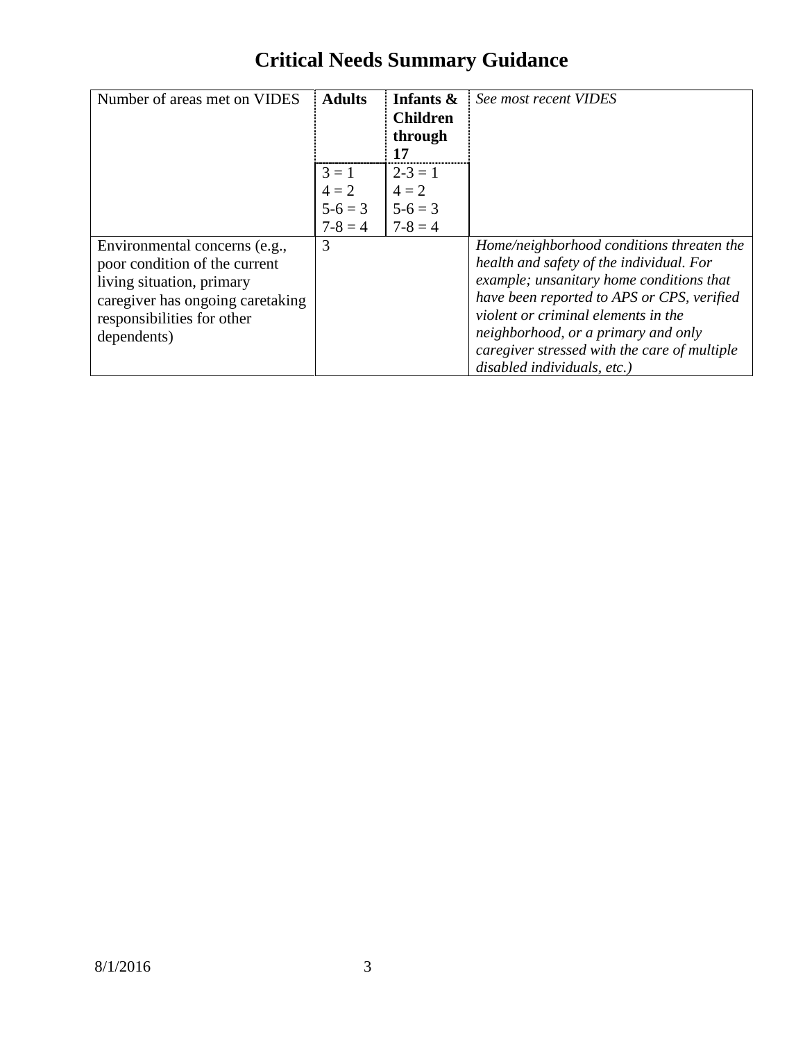# Critical Needs Summary Guidance

| | | | |
|---|---|---|---|
| Number of areas met on VIDES | **Adults**<br><br>3 = 1<br>4 = 2<br>5-6 = 3<br>7-8 = 4 | **Infants & Children through 17**<br><br>2-3 = 1<br>4 = 2<br>5-6 = 3<br>7-8 = 4 | *See most recent VIDES* |
| Environmental concerns (e.g., poor condition of the current living situation, primary caregiver has ongoing caretaking responsibilities for other dependents) | 3 | | *Home/neighborhood conditions threaten the health and safety of the individual. For example; unsanitary home conditions that have been reported to APS or CPS, verified violent or criminal elements in the neighborhood, or a primary and only caregiver stressed with the care of multiple disabled individuals, etc.)* |

8/1/2016